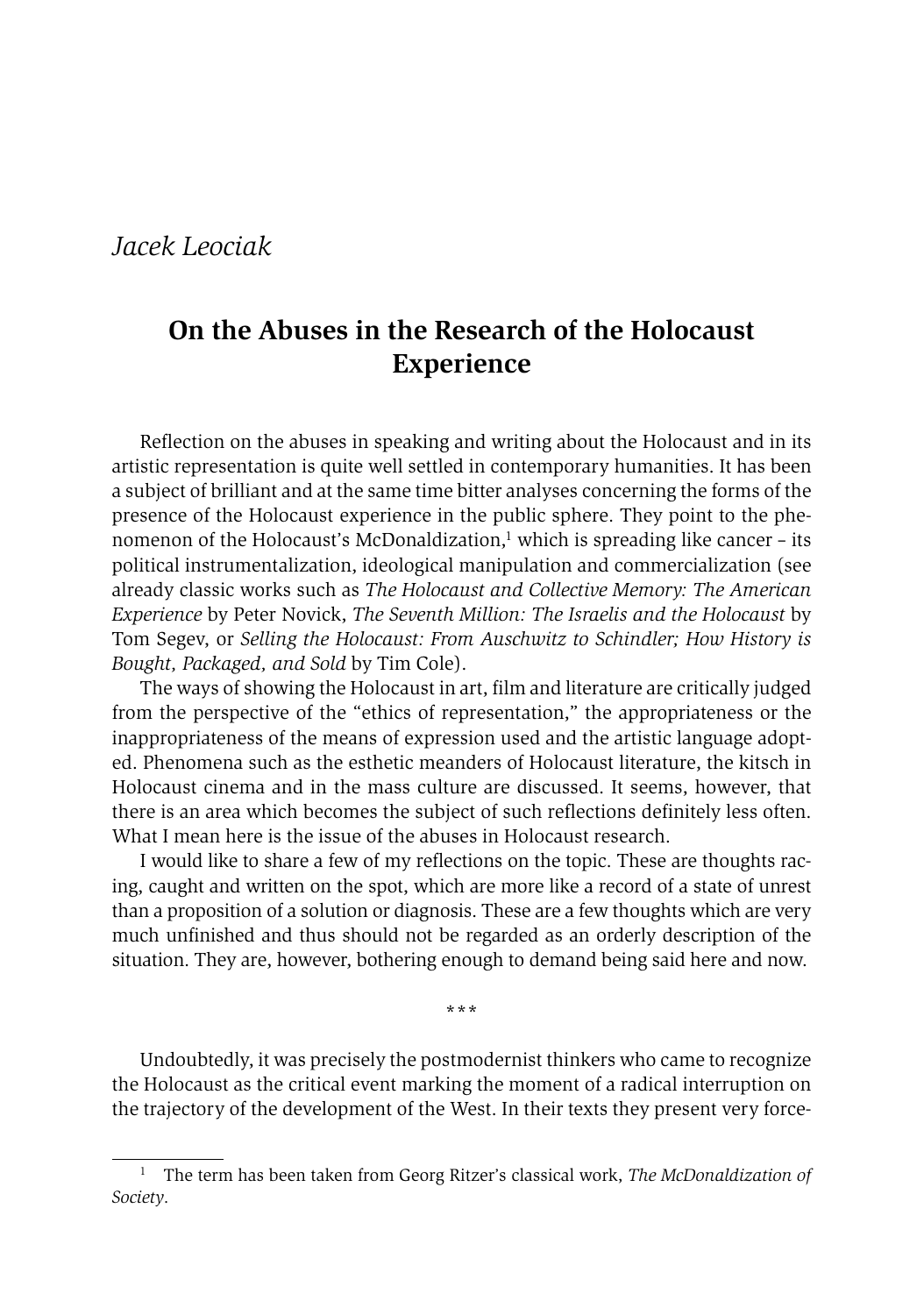*Jacek Leociak*

# On the Abuses in the Research of the Holocaust Experience

Reflection on the abuses in speaking and writing about the Holocaust and in its artistic representation is quite well settled in contemporary humanities. It has been a subject of brilliant and at the same time bitter analyses concerning the forms of the presence of the Holocaust experience in the public sphere. They point to the phenomenon of the Holocaust's McDonaldization,[1] which is spreading like cancer – its political instrumentalization, ideological manipulation and commercialization (see already classic works such as *The Holocaust and Collective Memory: The American Experience* by Peter Novick, *The Seventh Million: The Israelis and the Holocaust* by Tom Segev, or *Selling the Holocaust: From Auschwitz to Schindler; How History is Bought, Packaged, and Sold* by Tim Cole).

The ways of showing the Holocaust in art, film and literature are critically judged from the perspective of the "ethics of representation," the appropriateness or the inappropriateness of the means of expression used and the artistic language adopted. Phenomena such as the esthetic meanders of Holocaust literature, the kitsch in Holocaust cinema and in the mass culture are discussed. It seems, however, that there is an area which becomes the subject of such reflections definitely less often. What I mean here is the issue of the abuses in Holocaust research.

I would like to share a few of my reflections on the topic. These are thoughts racing, caught and written on the spot, which are more like a record of a state of unrest than a proposition of a solution or diagnosis. These are a few thoughts which are very much unfinished and thus should not be regarded as an orderly description of the situation. They are, however, bothering enough to demand being said here and now.

\*\*\*

Undoubtedly, it was precisely the postmodernist thinkers who came to recognize the Holocaust as the critical event marking the moment of a radical interruption on the trajectory of the development of the West. In their texts they present very force-

---

[1] The term has been taken from Georg Ritzer's classical work, *The McDonaldization of Society*.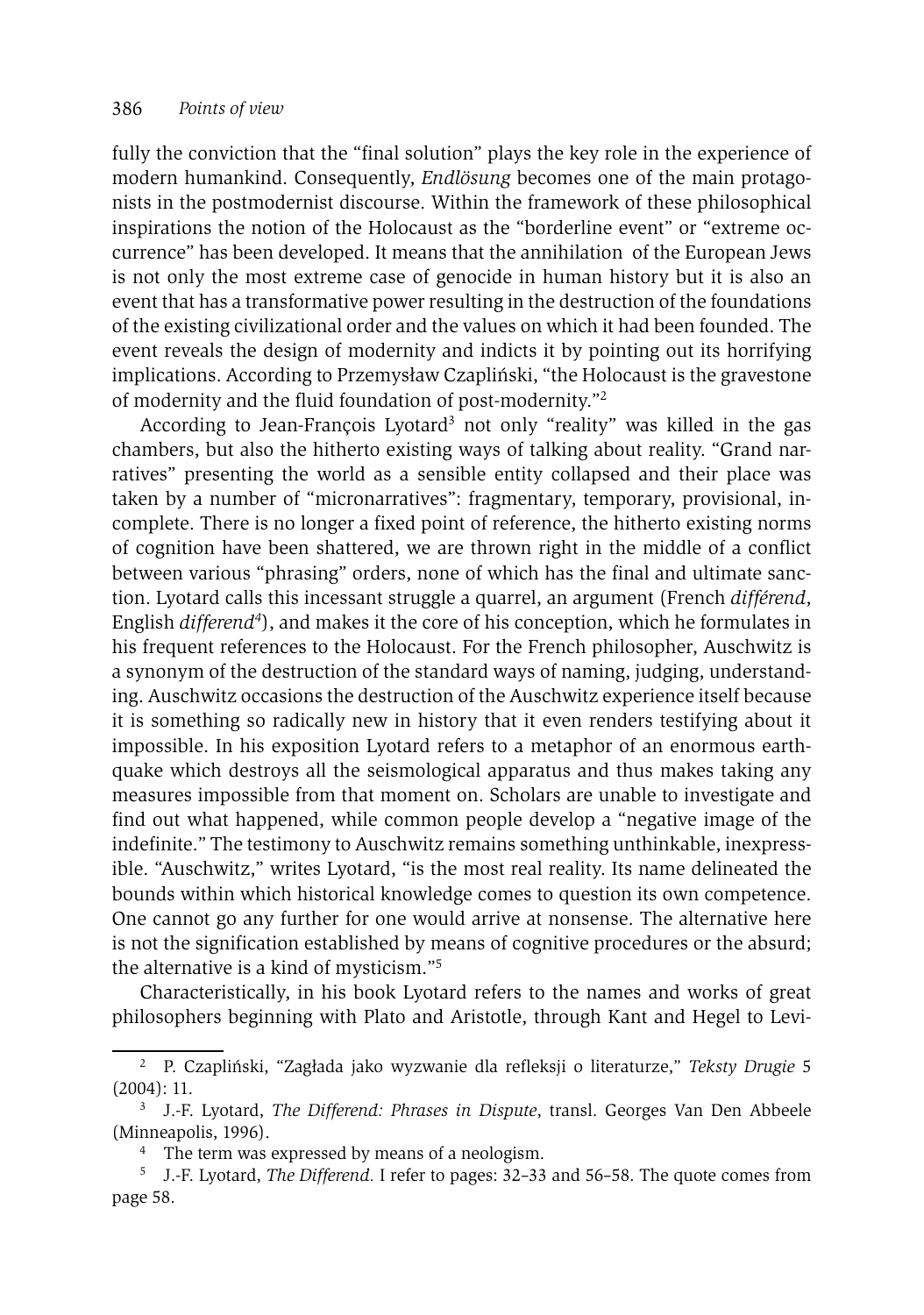fully the conviction that the "final solution" plays the key role in the experience of modern humankind. Consequently, *Endlösung* becomes one of the main protagonists in the postmodernist discourse. Within the framework of these philosophical inspirations the notion of the Holocaust as the "borderline event" or "extreme occurrence" has been developed. It means that the annihilation of the European Jews is not only the most extreme case of genocide in human history but it is also an event that has a transformative power resulting in the destruction of the foundations of the existing civilizational order and the values on which it had been founded. The event reveals the design of modernity and indicts it by pointing out its horrifying implications. According to Przemysław Czapliński, "the Holocaust is the gravestone of modernity and the fluid foundation of post-modernity."[2]

According to Jean-François Lyotard[3] not only "reality" was killed in the gas chambers, but also the hitherto existing ways of talking about reality. "Grand narratives" presenting the world as a sensible entity collapsed and their place was taken by a number of "micronarratives": fragmentary, temporary, provisional, incomplete. There is no longer a fixed point of reference, the hitherto existing norms of cognition have been shattered, we are thrown right in the middle of a conflict between various "phrasing" orders, none of which has the final and ultimate sanction. Lyotard calls this incessant struggle a quarrel, an argument (French *différend*, English *differend*[4]), and makes it the core of his conception, which he formulates in his frequent references to the Holocaust. For the French philosopher, Auschwitz is a synonym of the destruction of the standard ways of naming, judging, understanding. Auschwitz occasions the destruction of the Auschwitz experience itself because it is something so radically new in history that it even renders testifying about it impossible. In his exposition Lyotard refers to a metaphor of an enormous earthquake which destroys all the seismological apparatus and thus makes taking any measures impossible from that moment on. Scholars are unable to investigate and find out what happened, while common people develop a "negative image of the indefinite." The testimony to Auschwitz remains something unthinkable, inexpressible. "Auschwitz," writes Lyotard, "is the most real reality. Its name delineated the bounds within which historical knowledge comes to question its own competence. One cannot go any further for one would arrive at nonsense. The alternative here is not the signification established by means of cognitive procedures or the absurd; the alternative is a kind of mysticism."[5]

Characteristically, in his book Lyotard refers to the names and works of great philosophers beginning with Plato and Aristotle, through Kant and Hegel to Levi-

---

[2] P. Czapliński, "Zagłada jako wyzwanie dla refleksji o literaturze," *Teksty Drugie* 5 (2004): 11.

[3] J.-F. Lyotard, *The Differend: Phrases in Dispute*, transl. Georges Van Den Abbeele (Minneapolis, 1996).

[4] The term was expressed by means of a neologism.

[5] J.-F. Lyotard, *The Differend.* I refer to pages: 32–33 and 56–58. The quote comes from page 58.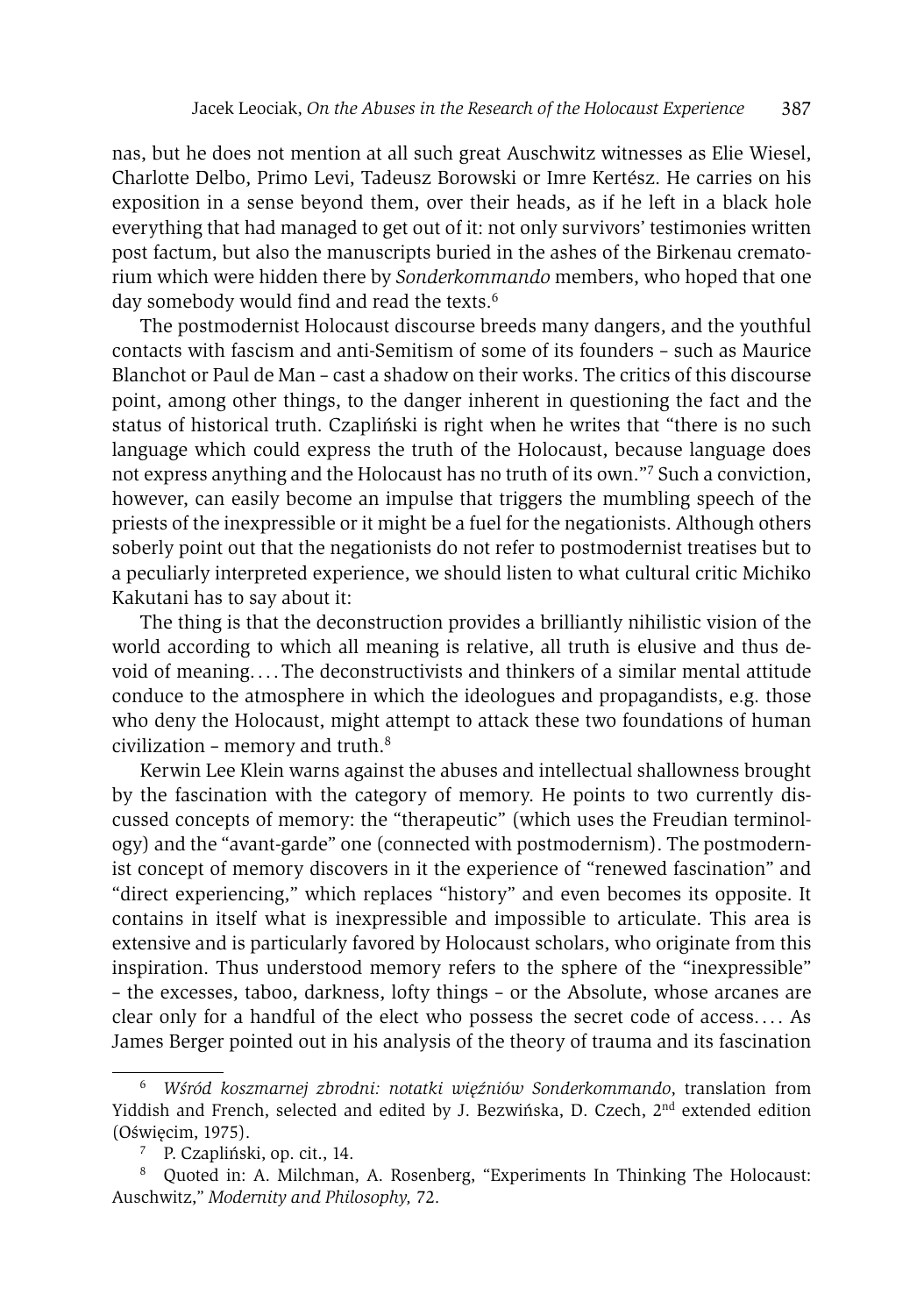nas, but he does not mention at all such great Auschwitz witnesses as Elie Wiesel, Charlotte Delbo, Primo Levi, Tadeusz Borowski or Imre Kertész. He carries on his exposition in a sense beyond them, over their heads, as if he left in a black hole everything that had managed to get out of it: not only survivors' testimonies written post factum, but also the manuscripts buried in the ashes of the Birkenau crematorium which were hidden there by *Sonderkommando* members, who hoped that one day somebody would find and read the texts.[6]

The postmodernist Holocaust discourse breeds many dangers, and the youthful contacts with fascism and anti-Semitism of some of its founders – such as Maurice Blanchot or Paul de Man – cast a shadow on their works. The critics of this discourse point, among other things, to the danger inherent in questioning the fact and the status of historical truth. Czapliński is right when he writes that "there is no such language which could express the truth of the Holocaust, because language does not express anything and the Holocaust has no truth of its own."[7] Such a conviction, however, can easily become an impulse that triggers the mumbling speech of the priests of the inexpressible or it might be a fuel for the negationists. Although others soberly point out that the negationists do not refer to postmodernist treatises but to a peculiarly interpreted experience, we should listen to what cultural critic Michiko Kakutani has to say about it:

The thing is that the deconstruction provides a brilliantly nihilistic vision of the world according to which all meaning is relative, all truth is elusive and thus devoid of meaning. . . . The deconstructivists and thinkers of a similar mental attitude conduce to the atmosphere in which the ideologues and propagandists, e.g. those who deny the Holocaust, might attempt to attack these two foundations of human civilization – memory and truth.[8]

Kerwin Lee Klein warns against the abuses and intellectual shallowness brought by the fascination with the category of memory. He points to two currently discussed concepts of memory: the "therapeutic" (which uses the Freudian terminology) and the "avant-garde" one (connected with postmodernism). The postmodernist concept of memory discovers in it the experience of "renewed fascination" and "direct experiencing," which replaces "history" and even becomes its opposite. It contains in itself what is inexpressible and impossible to articulate. This area is extensive and is particularly favored by Holocaust scholars, who originate from this inspiration. Thus understood memory refers to the sphere of the "inexpressible" – the excesses, taboo, darkness, lofty things – or the Absolute, whose arcanes are clear only for a handful of the elect who possess the secret code of access. . . . As James Berger pointed out in his analysis of the theory of trauma and its fascination

---

[6] *Wśród koszmarnej zbrodni: notatki więźniów Sonderkommando*, translation from Yiddish and French, selected and edited by J. Bezwińska, D. Czech, 2nd extended edition (Oświęcim, 1975).

[7] P. Czapliński, op. cit., 14.

[8] Quoted in: A. Milchman, A. Rosenberg, "Experiments In Thinking The Holocaust: Auschwitz," *Modernity and Philosophy,* 72.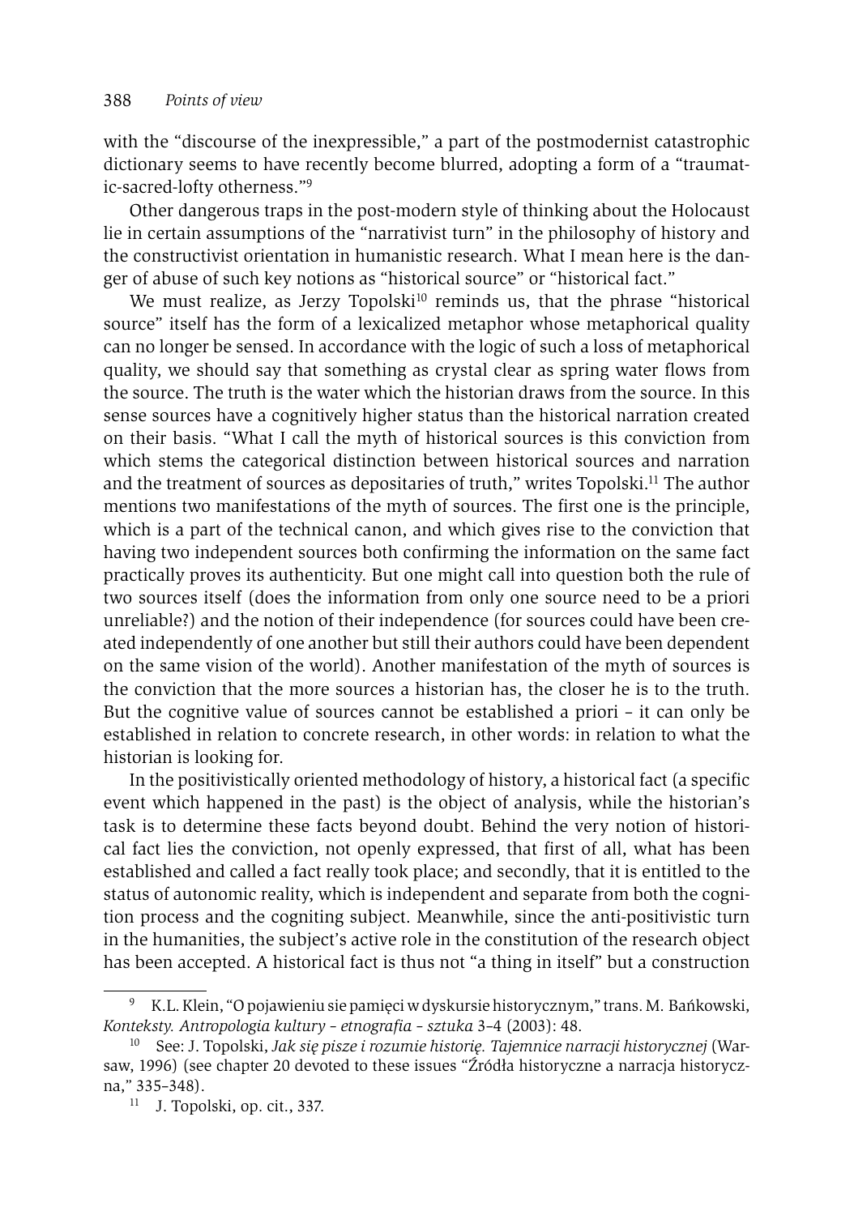with the "discourse of the inexpressible," a part of the postmodernist catastrophic dictionary seems to have recently become blurred, adopting a form of a "traumatic-sacred-lofty otherness."[9]

Other dangerous traps in the post-modern style of thinking about the Holocaust lie in certain assumptions of the "narrativist turn" in the philosophy of history and the constructivist orientation in humanistic research. What I mean here is the danger of abuse of such key notions as "historical source" or "historical fact."

We must realize, as Jerzy Topolski[10] reminds us, that the phrase "historical source" itself has the form of a lexicalized metaphor whose metaphorical quality can no longer be sensed. In accordance with the logic of such a loss of metaphorical quality, we should say that something as crystal clear as spring water flows from the source. The truth is the water which the historian draws from the source. In this sense sources have a cognitively higher status than the historical narration created on their basis. "What I call the myth of historical sources is this conviction from which stems the categorical distinction between historical sources and narration and the treatment of sources as depositaries of truth," writes Topolski.[11] The author mentions two manifestations of the myth of sources. The first one is the principle, which is a part of the technical canon, and which gives rise to the conviction that having two independent sources both confirming the information on the same fact practically proves its authenticity. But one might call into question both the rule of two sources itself (does the information from only one source need to be a priori unreliable?) and the notion of their independence (for sources could have been created independently of one another but still their authors could have been dependent on the same vision of the world). Another manifestation of the myth of sources is the conviction that the more sources a historian has, the closer he is to the truth. But the cognitive value of sources cannot be established a priori – it can only be established in relation to concrete research, in other words: in relation to what the historian is looking for.

In the positivistically oriented methodology of history, a historical fact (a specific event which happened in the past) is the object of analysis, while the historian's task is to determine these facts beyond doubt. Behind the very notion of historical fact lies the conviction, not openly expressed, that first of all, what has been established and called a fact really took place; and secondly, that it is entitled to the status of autonomic reality, which is independent and separate from both the cognition process and the cogniting subject. Meanwhile, since the anti-positivistic turn in the humanities, the subject's active role in the constitution of the research object has been accepted. A historical fact is thus not "a thing in itself" but a construction

---

[9] K.L. Klein, "O pojawieniu sie pamięci w dyskursie historycznym," trans. M. Bańkowski, *Konteksty. Antropologia kultury – etnografia – sztuka* 3–4 (2003): 48.

[10] See: J. Topolski, *Jak się pisze i rozumie historię. Tajemnice narracji historycznej* (Warsaw, 1996) (see chapter 20 devoted to these issues "Źródła historyczne a narracja historyczna," 335–348).

[11] J. Topolski, op. cit., 337.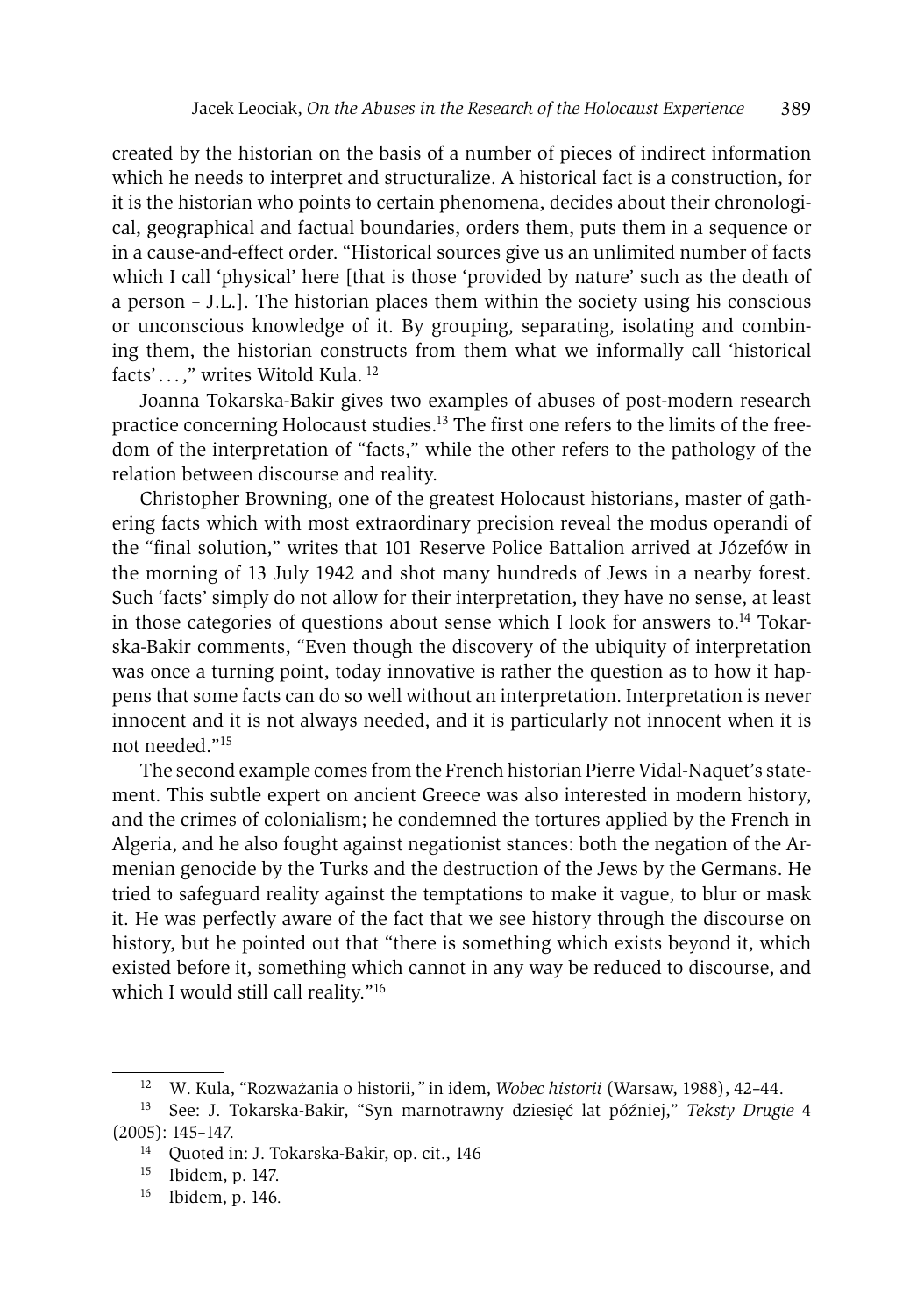created by the historian on the basis of a number of pieces of indirect information which he needs to interpret and structuralize. A historical fact is a construction, for it is the historian who points to certain phenomena, decides about their chronological, geographical and factual boundaries, orders them, puts them in a sequence or in a cause-and-effect order. "Historical sources give us an unlimited number of facts which I call 'physical' here [that is those 'provided by nature' such as the death of a person – J.L.]. The historian places them within the society using his conscious or unconscious knowledge of it. By grouping, separating, isolating and combining them, the historian constructs from them what we informally call 'historical facts' . . . ," writes Witold Kula. [12]

Joanna Tokarska-Bakir gives two examples of abuses of post-modern research practice concerning Holocaust studies.[13] The first one refers to the limits of the freedom of the interpretation of "facts," while the other refers to the pathology of the relation between discourse and reality.

Christopher Browning, one of the greatest Holocaust historians, master of gathering facts which with most extraordinary precision reveal the modus operandi of the "final solution," writes that 101 Reserve Police Battalion arrived at Józefów in the morning of 13 July 1942 and shot many hundreds of Jews in a nearby forest. Such 'facts' simply do not allow for their interpretation, they have no sense, at least in those categories of questions about sense which I look for answers to.[14] Tokarska-Bakir comments, "Even though the discovery of the ubiquity of interpretation was once a turning point, today innovative is rather the question as to how it happens that some facts can do so well without an interpretation. Interpretation is never innocent and it is not always needed, and it is particularly not innocent when it is not needed."[15]

The second example comes from the French historian Pierre Vidal-Naquet's statement. This subtle expert on ancient Greece was also interested in modern history, and the crimes of colonialism; he condemned the tortures applied by the French in Algeria, and he also fought against negationist stances: both the negation of the Armenian genocide by the Turks and the destruction of the Jews by the Germans. He tried to safeguard reality against the temptations to make it vague, to blur or mask it. He was perfectly aware of the fact that we see history through the discourse on history, but he pointed out that "there is something which exists beyond it, which existed before it, something which cannot in any way be reduced to discourse, and which I would still call reality."[16]

---

[12] W. Kula, "Rozważania o historii," in idem, *Wobec historii* (Warsaw, 1988), 42–44.

[13] See: J. Tokarska-Bakir, "Syn marnotrawny dziesięć lat później," *Teksty Drugie* 4 (2005): 145–147.

[14] Quoted in: J. Tokarska-Bakir, op. cit., 146

[15] Ibidem, p. 147.

[16] Ibidem, p. 146.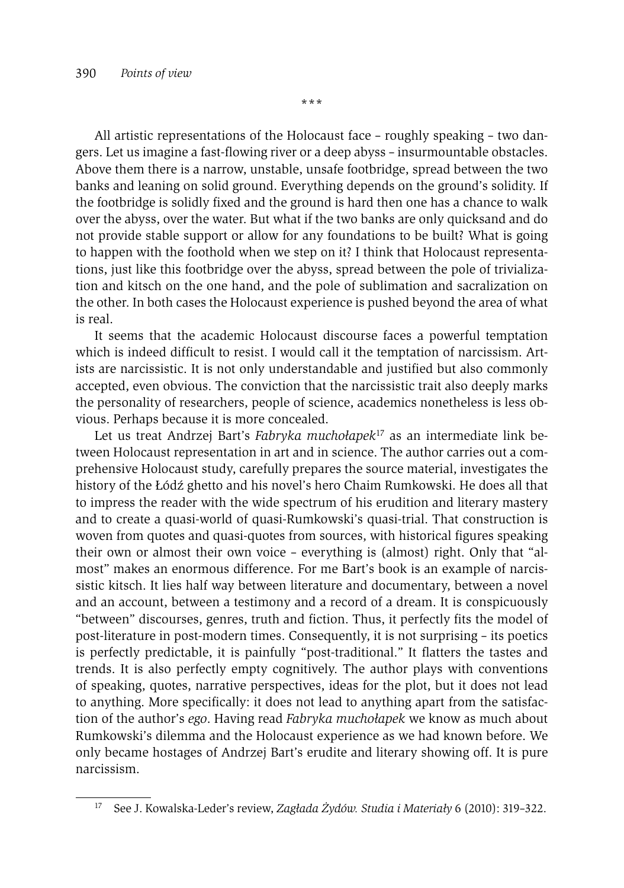\*\*\*

All artistic representations of the Holocaust face – roughly speaking – two dangers. Let us imagine a fast-flowing river or a deep abyss – insurmountable obstacles. Above them there is a narrow, unstable, unsafe footbridge, spread between the two banks and leaning on solid ground. Everything depends on the ground's solidity. If the footbridge is solidly fixed and the ground is hard then one has a chance to walk over the abyss, over the water. But what if the two banks are only quicksand and do not provide stable support or allow for any foundations to be built? What is going to happen with the foothold when we step on it? I think that Holocaust representations, just like this footbridge over the abyss, spread between the pole of trivialization and kitsch on the one hand, and the pole of sublimation and sacralization on the other. In both cases the Holocaust experience is pushed beyond the area of what is real.

It seems that the academic Holocaust discourse faces a powerful temptation which is indeed difficult to resist. I would call it the temptation of narcissism. Artists are narcissistic. It is not only understandable and justified but also commonly accepted, even obvious. The conviction that the narcissistic trait also deeply marks the personality of researchers, people of science, academics nonetheless is less obvious. Perhaps because it is more concealed.

Let us treat Andrzej Bart's *Fabryka muchołapek*[17] as an intermediate link between Holocaust representation in art and in science. The author carries out a comprehensive Holocaust study, carefully prepares the source material, investigates the history of the Łódź ghetto and his novel's hero Chaim Rumkowski. He does all that to impress the reader with the wide spectrum of his erudition and literary mastery and to create a quasi-world of quasi-Rumkowski's quasi-trial. That construction is woven from quotes and quasi-quotes from sources, with historical figures speaking their own or almost their own voice – everything is (almost) right. Only that "almost" makes an enormous difference. For me Bart's book is an example of narcissistic kitsch. It lies half way between literature and documentary, between a novel and an account, between a testimony and a record of a dream. It is conspicuously "between" discourses, genres, truth and fiction. Thus, it perfectly fits the model of post-literature in post-modern times. Consequently, it is not surprising – its poetics is perfectly predictable, it is painfully "post-traditional." It flatters the tastes and trends. It is also perfectly empty cognitively. The author plays with conventions of speaking, quotes, narrative perspectives, ideas for the plot, but it does not lead to anything. More specifically: it does not lead to anything apart from the satisfaction of the author's *ego*. Having read *Fabryka muchołapek* we know as much about Rumkowski's dilemma and the Holocaust experience as we had known before. We only became hostages of Andrzej Bart's erudite and literary showing off. It is pure narcissism.

---

[17] See J. Kowalska-Leder's review, *Zagłada Żydów. Studia i Materiały* 6 (2010): 319–322.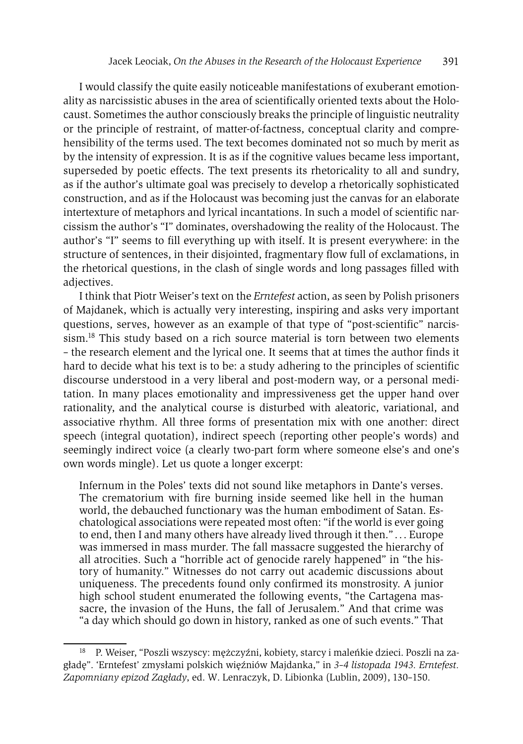I would classify the quite easily noticeable manifestations of exuberant emotionality as narcissistic abuses in the area of scientifically oriented texts about the Holocaust. Sometimes the author consciously breaks the principle of linguistic neutrality or the principle of restraint, of matter-of-factness, conceptual clarity and comprehensibility of the terms used. The text becomes dominated not so much by merit as by the intensity of expression. It is as if the cognitive values became less important, superseded by poetic effects. The text presents its rhetoricality to all and sundry, as if the author's ultimate goal was precisely to develop a rhetorically sophisticated construction, and as if the Holocaust was becoming just the canvas for an elaborate intertexture of metaphors and lyrical incantations. In such a model of scientific narcissism the author's "I" dominates, overshadowing the reality of the Holocaust. The author's "I" seems to fill everything up with itself. It is present everywhere: in the structure of sentences, in their disjointed, fragmentary flow full of exclamations, in the rhetorical questions, in the clash of single words and long passages filled with adjectives.

I think that Piotr Weiser's text on the *Erntefest* action, as seen by Polish prisoners of Majdanek, which is actually very interesting, inspiring and asks very important questions, serves, however as an example of that type of "post-scientific" narcissism.[18] This study based on a rich source material is torn between two elements – the research element and the lyrical one. It seems that at times the author finds it hard to decide what his text is to be: a study adhering to the principles of scientific discourse understood in a very liberal and post-modern way, or a personal meditation. In many places emotionality and impressiveness get the upper hand over rationality, and the analytical course is disturbed with aleatoric, variational, and associative rhythm. All three forms of presentation mix with one another: direct speech (integral quotation), indirect speech (reporting other people's words) and seemingly indirect voice (a clearly two-part form where someone else's and one's own words mingle). Let us quote a longer excerpt:

> Infernum in the Poles' texts did not sound like metaphors in Dante's verses. The crematorium with fire burning inside seemed like hell in the human world, the debauched functionary was the human embodiment of Satan. Eschatological associations were repeated most often: "if the world is ever going to end, then I and many others have already lived through it then." . . . Europe was immersed in mass murder. The fall massacre suggested the hierarchy of all atrocities. Such a "horrible act of genocide rarely happened" in "the history of humanity." Witnesses do not carry out academic discussions about uniqueness. The precedents found only confirmed its monstrosity. A junior high school student enumerated the following events, "the Cartagena massacre, the invasion of the Huns, the fall of Jerusalem." And that crime was "a day which should go down in history, ranked as one of such events." That

---

[18] P. Weiser, "Poszli wszyscy: mężczyźni, kobiety, starcy i maleńkie dzieci. Poszli na zagładę". 'Erntefest' zmysłami polskich więźniów Majdanka," in *3–4 listopada 1943. Erntefest. Zapomniany epizod Zagłady*, ed. W. Lenraczyk, D. Libionka (Lublin, 2009), 130–150.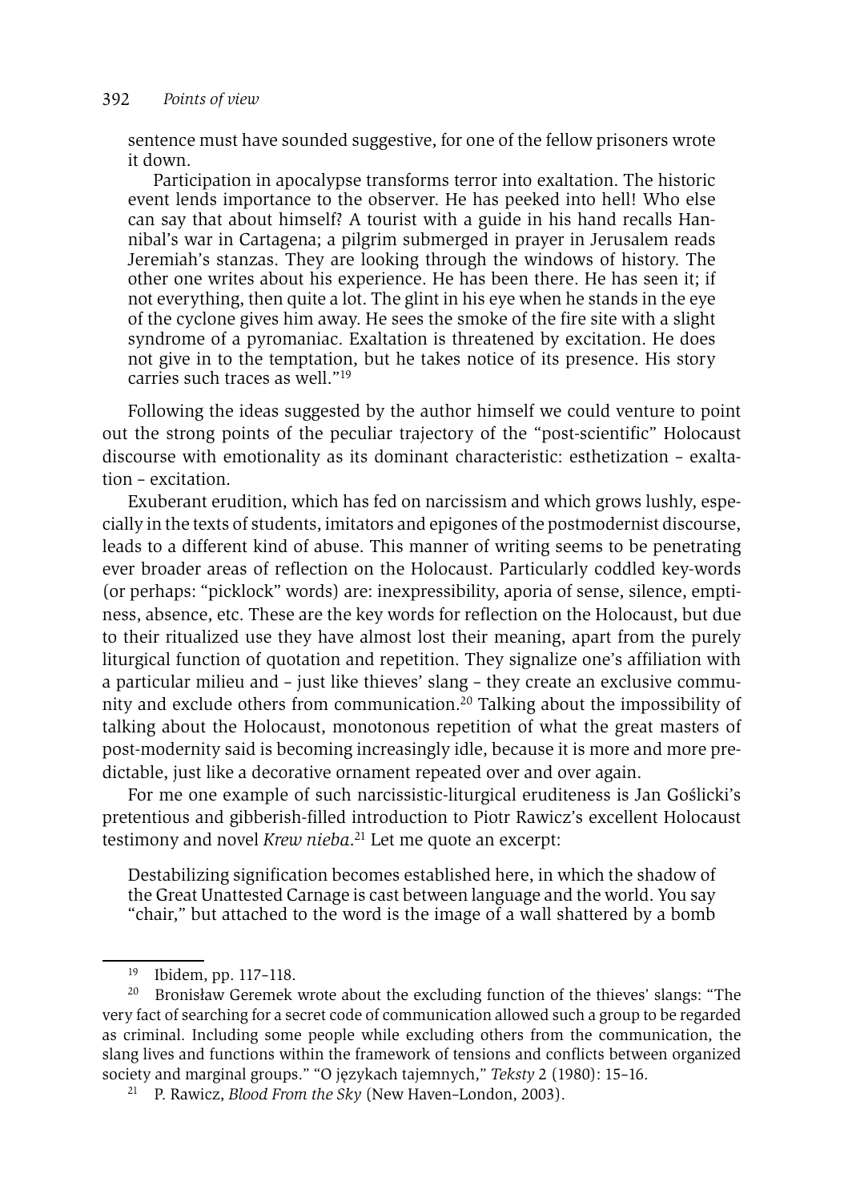sentence must have sounded suggestive, for one of the fellow prisoners wrote it down.

Participation in apocalypse transforms terror into exaltation. The historic event lends importance to the observer. He has peeked into hell! Who else can say that about himself? A tourist with a guide in his hand recalls Hannibal's war in Cartagena; a pilgrim submerged in prayer in Jerusalem reads Jeremiah's stanzas. They are looking through the windows of history. The other one writes about his experience. He has been there. He has seen it; if not everything, then quite a lot. The glint in his eye when he stands in the eye of the cyclone gives him away. He sees the smoke of the fire site with a slight syndrome of a pyromaniac. Exaltation is threatened by excitation. He does not give in to the temptation, but he takes notice of its presence. His story carries such traces as well."[19]

Following the ideas suggested by the author himself we could venture to point out the strong points of the peculiar trajectory of the "post-scientific" Holocaust discourse with emotionality as its dominant characteristic: esthetization – exaltation – excitation.

Exuberant erudition, which has fed on narcissism and which grows lushly, especially in the texts of students, imitators and epigones of the postmodernist discourse, leads to a different kind of abuse. This manner of writing seems to be penetrating ever broader areas of reflection on the Holocaust. Particularly coddled key-words (or perhaps: "picklock" words) are: inexpressibility, aporia of sense, silence, emptiness, absence, etc. These are the key words for reflection on the Holocaust, but due to their ritualized use they have almost lost their meaning, apart from the purely liturgical function of quotation and repetition. They signalize one's affiliation with a particular milieu and – just like thieves' slang – they create an exclusive community and exclude others from communication.[20] Talking about the impossibility of talking about the Holocaust, monotonous repetition of what the great masters of post-modernity said is becoming increasingly idle, because it is more and more predictable, just like a decorative ornament repeated over and over again.

For me one example of such narcissistic-liturgical eruditeness is Jan Goślicki's pretentious and gibberish-filled introduction to Piotr Rawicz's excellent Holocaust testimony and novel *Krew nieba*.[21] Let me quote an excerpt:

Destabilizing signification becomes established here, in which the shadow of the Great Unattested Carnage is cast between language and the world. You say "chair," but attached to the word is the image of a wall shattered by a bomb

---

[19] Ibidem, pp. 117–118.

[20] Bronisław Geremek wrote about the excluding function of the thieves' slangs: "The very fact of searching for a secret code of communication allowed such a group to be regarded as criminal. Including some people while excluding others from the communication, the slang lives and functions within the framework of tensions and conflicts between organized society and marginal groups." "O językach tajemnych," *Teksty* 2 (1980): 15–16.

[21] P. Rawicz, *Blood From the Sky* (New Haven–London, 2003).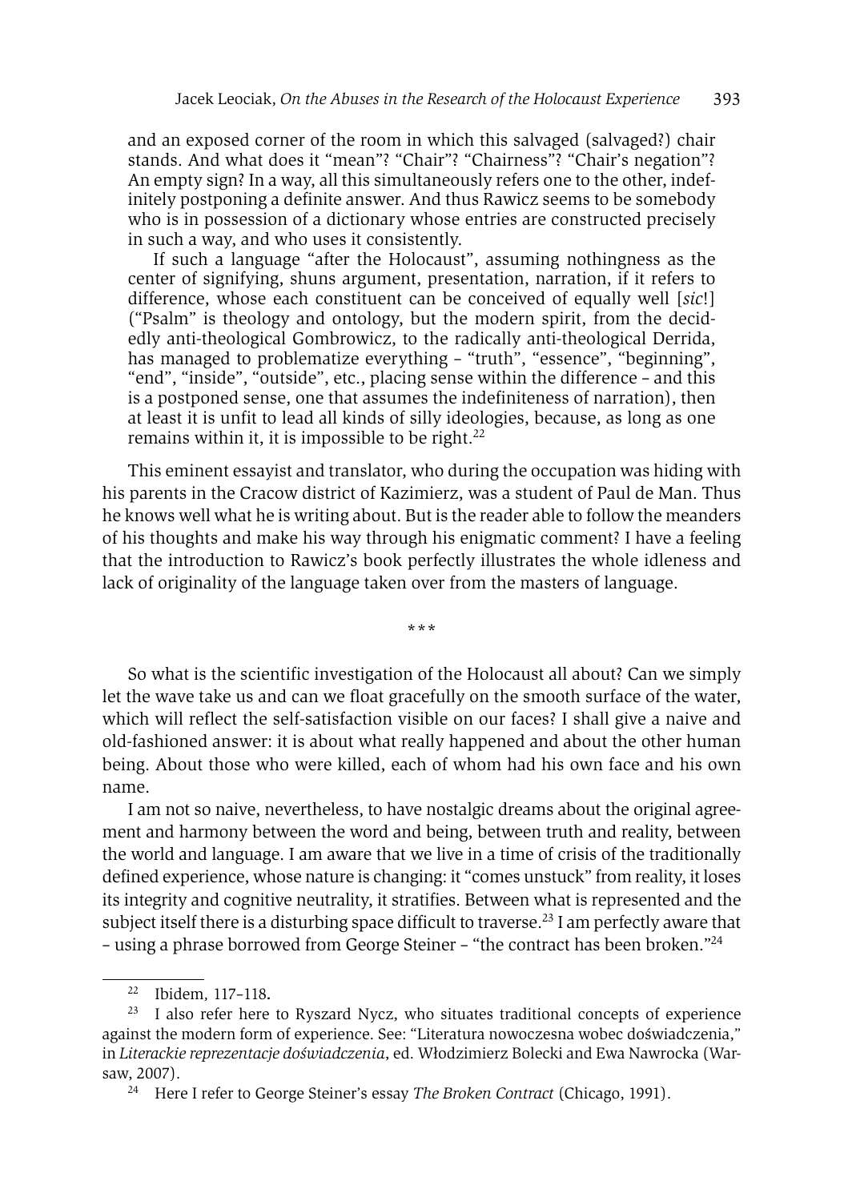and an exposed corner of the room in which this salvaged (salvaged?) chair stands. And what does it "mean"? "Chair"? "Chairness"? "Chair's negation"? An empty sign? In a way, all this simultaneously refers one to the other, indefinitely postponing a definite answer. And thus Rawicz seems to be somebody who is in possession of a dictionary whose entries are constructed precisely in such a way, and who uses it consistently.

> If such a language "after the Holocaust", assuming nothingness as the center of signifying, shuns argument, presentation, narration, if it refers to difference, whose each constituent can be conceived of equally well [*sic*!] ("Psalm" is theology and ontology, but the modern spirit, from the decidedly anti-theological Gombrowicz, to the radically anti-theological Derrida, has managed to problematize everything – "truth", "essence", "beginning", "end", "inside", "outside", etc., placing sense within the difference – and this is a postponed sense, one that assumes the indefiniteness of narration), then at least it is unfit to lead all kinds of silly ideologies, because, as long as one remains within it, it is impossible to be right.[22]

This eminent essayist and translator, who during the occupation was hiding with his parents in the Cracow district of Kazimierz, was a student of Paul de Man. Thus he knows well what he is writing about. But is the reader able to follow the meanders of his thoughts and make his way through his enigmatic comment? I have a feeling that the introduction to Rawicz's book perfectly illustrates the whole idleness and lack of originality of the language taken over from the masters of language.

\* \* \*

So what is the scientific investigation of the Holocaust all about? Can we simply let the wave take us and can we float gracefully on the smooth surface of the water, which will reflect the self-satisfaction visible on our faces? I shall give a naive and old-fashioned answer: it is about what really happened and about the other human being. About those who were killed, each of whom had his own face and his own name.

I am not so naive, nevertheless, to have nostalgic dreams about the original agreement and harmony between the word and being, between truth and reality, between the world and language. I am aware that we live in a time of crisis of the traditionally defined experience, whose nature is changing: it "comes unstuck" from reality, it loses its integrity and cognitive neutrality, it stratifies. Between what is represented and the subject itself there is a disturbing space difficult to traverse.[23] I am perfectly aware that – using a phrase borrowed from George Steiner – "the contract has been broken."[24]

---

[22] Ibidem, 117–118.

[23] I also refer here to Ryszard Nycz, who situates traditional concepts of experience against the modern form of experience. See: "Literatura nowoczesna wobec doświadczenia," in *Literackie reprezentacje doświadczenia*, ed. Włodzimierz Bolecki and Ewa Nawrocka (Warsaw, 2007).

[24] Here I refer to George Steiner's essay *The Broken Contract* (Chicago, 1991).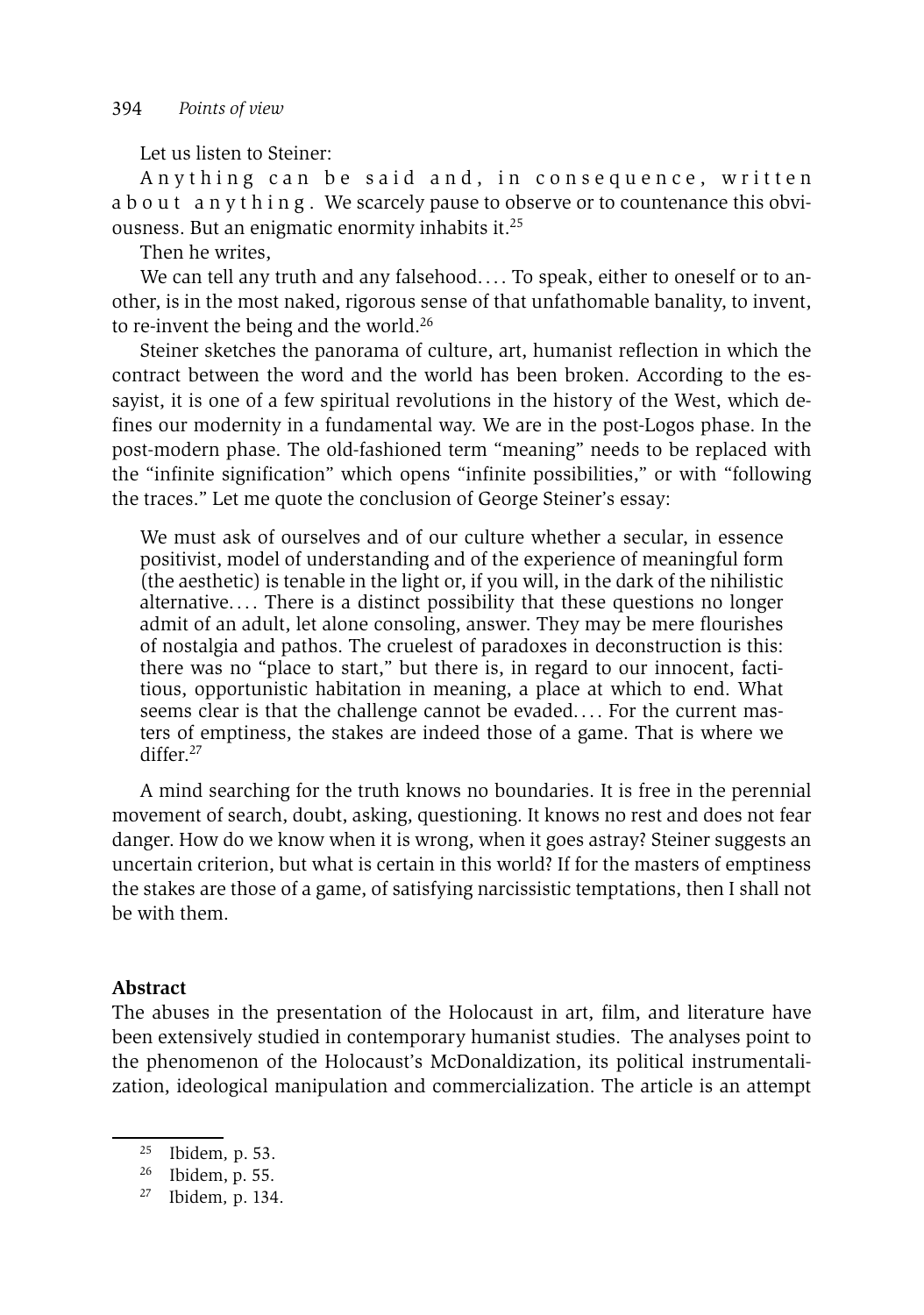Let us listen to Steiner:

Anything can be said and, in consequence, written about anything. We scarcely pause to observe or to countenance this obviousness. But an enigmatic enormity inhabits it.[25]

Then he writes,

We can tell any truth and any falsehood.... To speak, either to oneself or to another, is in the most naked, rigorous sense of that unfathomable banality, to invent, to re-invent the being and the world.[26]

Steiner sketches the panorama of culture, art, humanist reflection in which the contract between the word and the world has been broken. According to the essayist, it is one of a few spiritual revolutions in the history of the West, which defines our modernity in a fundamental way. We are in the post-Logos phase. In the post-modern phase. The old-fashioned term "meaning" needs to be replaced with the "infinite signification" which opens "infinite possibilities," or with "following the traces." Let me quote the conclusion of George Steiner's essay:

> We must ask of ourselves and of our culture whether a secular, in essence positivist, model of understanding and of the experience of meaningful form (the aesthetic) is tenable in the light or, if you will, in the dark of the nihilistic alternative.... There is a distinct possibility that these questions no longer admit of an adult, let alone consoling, answer. They may be mere flourishes of nostalgia and pathos. The cruelest of paradoxes in deconstruction is this: there was no "place to start," but there is, in regard to our innocent, factitious, opportunistic habitation in meaning, a place at which to end. What seems clear is that the challenge cannot be evaded.... For the current masters of emptiness, the stakes are indeed those of a game. That is where we differ.[27]

A mind searching for the truth knows no boundaries. It is free in the perennial movement of search, doubt, asking, questioning. It knows no rest and does not fear danger. How do we know when it is wrong, when it goes astray? Steiner suggests an uncertain criterion, but what is certain in this world? If for the masters of emptiness the stakes are those of a game, of satisfying narcissistic temptations, then I shall not be with them.

**Abstract**

The abuses in the presentation of the Holocaust in art, film, and literature have been extensively studied in contemporary humanist studies. The analyses point to the phenomenon of the Holocaust's McDonaldization, its political instrumentalization, ideological manipulation and commercialization. The article is an attempt

[25] Ibidem, p. 53.

[26] Ibidem, p. 55.

[27] Ibidem, p. 134.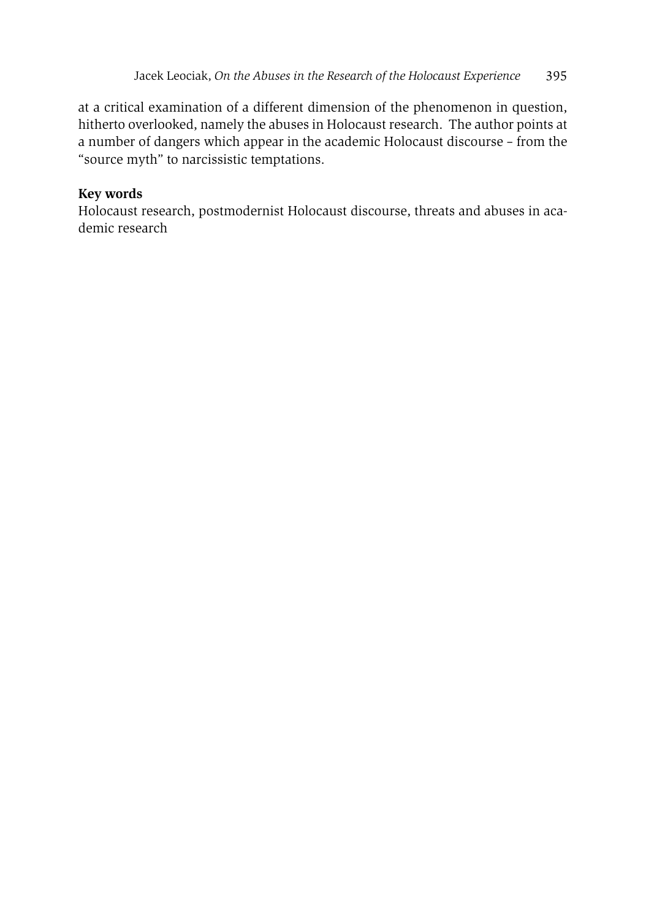at a critical examination of a different dimension of the phenomenon in question, hitherto overlooked, namely the abuses in Holocaust research. The author points at a number of dangers which appear in the academic Holocaust discourse – from the "source myth" to narcissistic temptations.

**Key words**

Holocaust research, postmodernist Holocaust discourse, threats and abuses in academic research